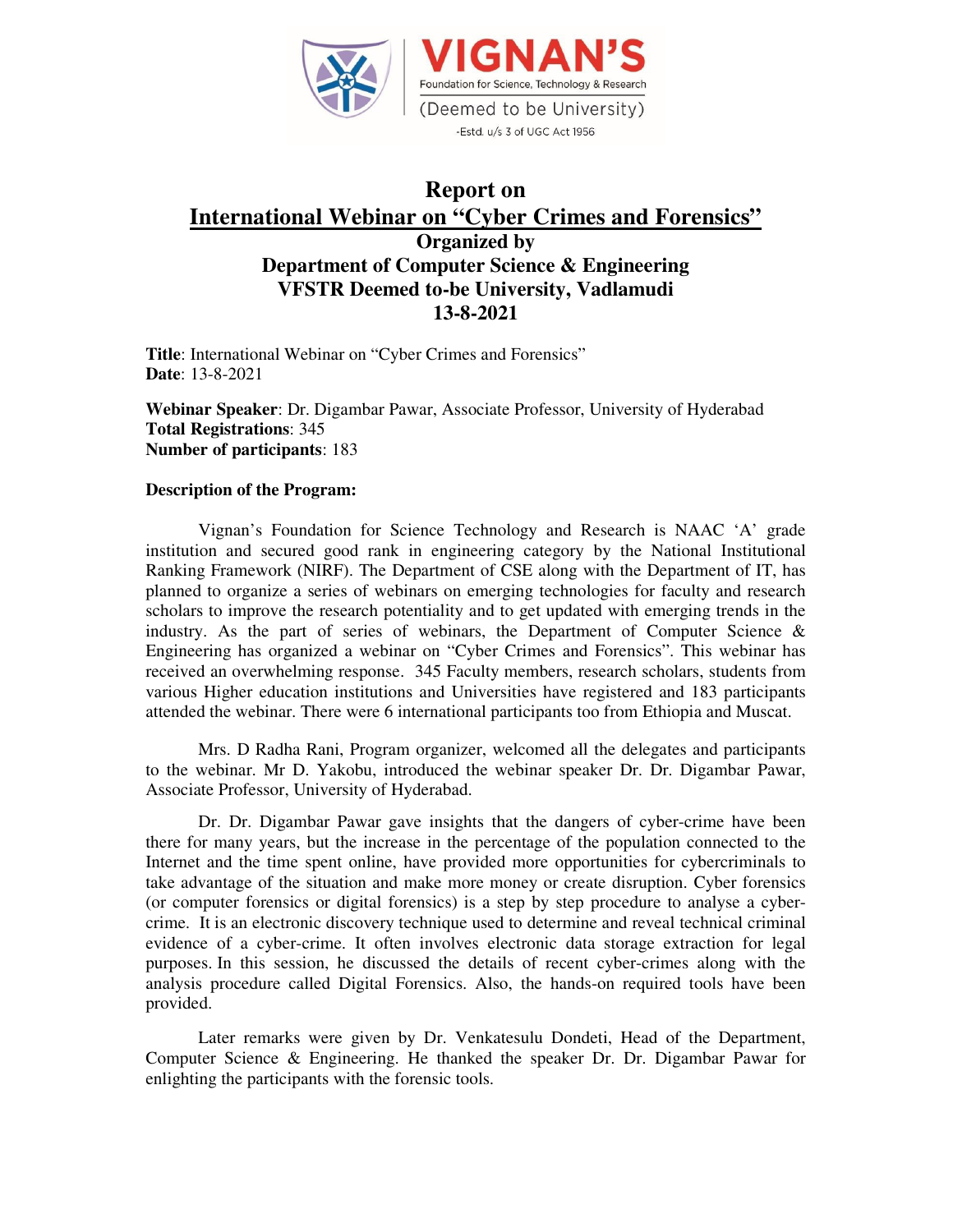# Report on

## International Webinar on "Cyber Crimes and Forensics"

### Organized by
### Department of Computer Science & Engineering
### VFSTR Deemed to-be University, Vadlamudi
### 13-8-2021

**Title**: International Webinar on "Cyber Crimes and Forensics"
**Date**: 13-8-2021

**Webinar Speaker**: Dr. Digambar Pawar, Associate Professor, University of Hyderabad
**Total Registrations**: 345
**Number of participants**: 183

**Description of the Program:**

Vignan's Foundation for Science Technology and Research is NAAC 'A' grade institution and secured good rank in engineering category by the National Institutional Ranking Framework (NIRF). The Department of CSE along with the Department of IT, has planned to organize a series of webinars on emerging technologies for faculty and research scholars to improve the research potentiality and to get updated with emerging trends in the industry. As the part of series of webinars, the Department of Computer Science & Engineering has organized a webinar on "Cyber Crimes and Forensics". This webinar has received an overwhelming response. 345 Faculty members, research scholars, students from various Higher education institutions and Universities have registered and 183 participants attended the webinar. There were 6 international participants too from Ethiopia and Muscat.

Mrs. D Radha Rani, Program organizer, welcomed all the delegates and participants to the webinar. Mr D. Yakobu, introduced the webinar speaker Dr. Dr. Digambar Pawar, Associate Professor, University of Hyderabad.

Dr. Dr. Digambar Pawar gave insights that the dangers of cyber-crime have been there for many years, but the increase in the percentage of the population connected to the Internet and the time spent online, have provided more opportunities for cybercriminals to take advantage of the situation and make more money or create disruption. Cyber forensics (or computer forensics or digital forensics) is a step by step procedure to analyse a cyber-crime. It is an electronic discovery technique used to determine and reveal technical criminal evidence of a cyber-crime. It often involves electronic data storage extraction for legal purposes. In this session, he discussed the details of recent cyber-crimes along with the analysis procedure called Digital Forensics. Also, the hands-on required tools have been provided.

Later remarks were given by Dr. Venkatesulu Dondeti, Head of the Department, Computer Science & Engineering. He thanked the speaker Dr. Dr. Digambar Pawar for enlighting the participants with the forensic tools.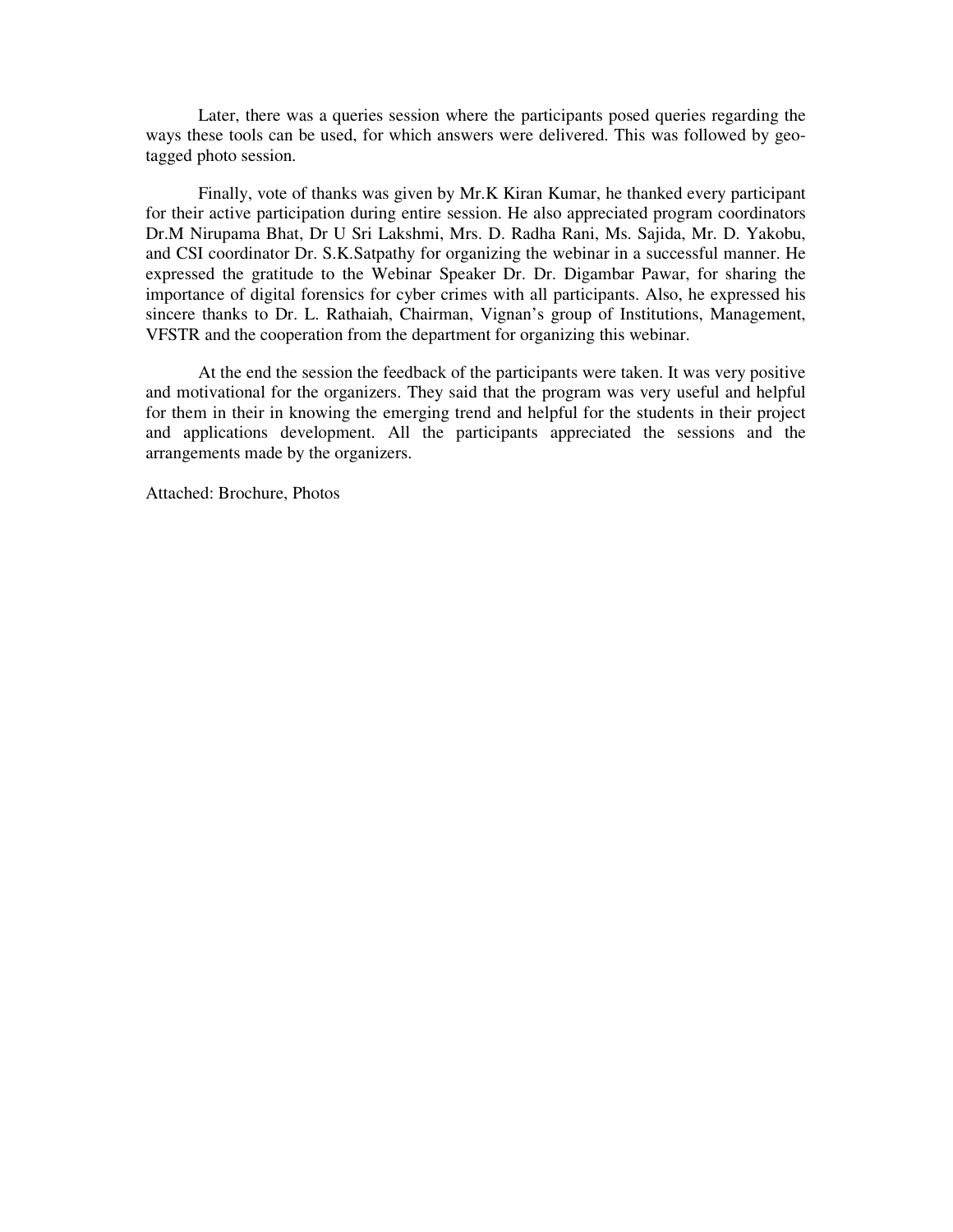Later, there was a queries session where the participants posed queries regarding the ways these tools can be used, for which answers were delivered. This was followed by geo-tagged photo session.

Finally, vote of thanks was given by Mr.K Kiran Kumar, he thanked every participant for their active participation during entire session. He also appreciated program coordinators Dr.M Nirupama Bhat, Dr U Sri Lakshmi, Mrs. D. Radha Rani, Ms. Sajida, Mr. D. Yakobu, and CSI coordinator Dr. S.K.Satpathy for organizing the webinar in a successful manner. He expressed the gratitude to the Webinar Speaker Dr. Dr. Digambar Pawar, for sharing the importance of digital forensics for cyber crimes with all participants. Also, he expressed his sincere thanks to Dr. L. Rathaiah, Chairman, Vignan's group of Institutions, Management, VFSTR and the cooperation from the department for organizing this webinar.

At the end the session the feedback of the participants were taken. It was very positive and motivational for the organizers. They said that the program was very useful and helpful for them in their in knowing the emerging trend and helpful for the students in their project and applications development. All the participants appreciated the sessions and the arrangements made by the organizers.

Attached: Brochure, Photos